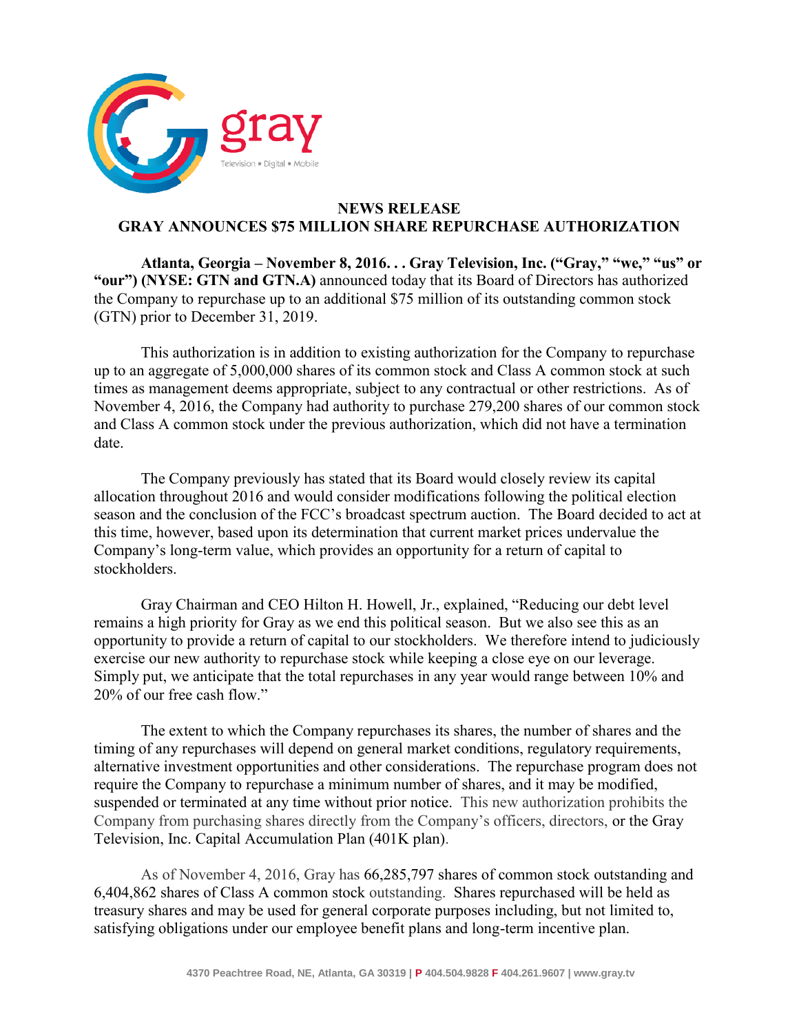# NEWS RELEASE

## GRAY ANNOUNCES $75 MILLION SHARE REPURCHASE AUTHORIZATION

**Atlanta, Georgia – November 8, 2016. . . Gray Television, Inc. ("Gray," "we," "us" or "our") (NYSE: GTN and GTN.A)** announced today that its Board of Directors has authorized the Company to repurchase up to an additional $75 million of its outstanding common stock (GTN) prior to December 31, 2019.

This authorization is in addition to existing authorization for the Company to repurchase up to an aggregate of 5,000,000 shares of its common stock and Class A common stock at such times as management deems appropriate, subject to any contractual or other restrictions. As of November 4, 2016, the Company had authority to purchase 279,200 shares of our common stock and Class A common stock under the previous authorization, which did not have a termination date.

The Company previously has stated that its Board would closely review its capital allocation throughout 2016 and would consider modifications following the political election season and the conclusion of the FCC's broadcast spectrum auction. The Board decided to act at this time, however, based upon its determination that current market prices undervalue the Company's long-term value, which provides an opportunity for a return of capital to stockholders.

Gray Chairman and CEO Hilton H. Howell, Jr., explained, "Reducing our debt level remains a high priority for Gray as we end this political season. But we also see this as an opportunity to provide a return of capital to our stockholders. We therefore intend to judiciously exercise our new authority to repurchase stock while keeping a close eye on our leverage. Simply put, we anticipate that the total repurchases in any year would range between 10% and 20% of our free cash flow."

The extent to which the Company repurchases its shares, the number of shares and the timing of any repurchases will depend on general market conditions, regulatory requirements, alternative investment opportunities and other considerations. The repurchase program does not require the Company to repurchase a minimum number of shares, and it may be modified, suspended or terminated at any time without prior notice. This new authorization prohibits the Company from purchasing shares directly from the Company's officers, directors, or the Gray Television, Inc. Capital Accumulation Plan (401K plan).

As of November 4, 2016, Gray has 66,285,797 shares of common stock outstanding and 6,404,862 shares of Class A common stock outstanding. Shares repurchased will be held as treasury shares and may be used for general corporate purposes including, but not limited to, satisfying obligations under our employee benefit plans and long-term incentive plan.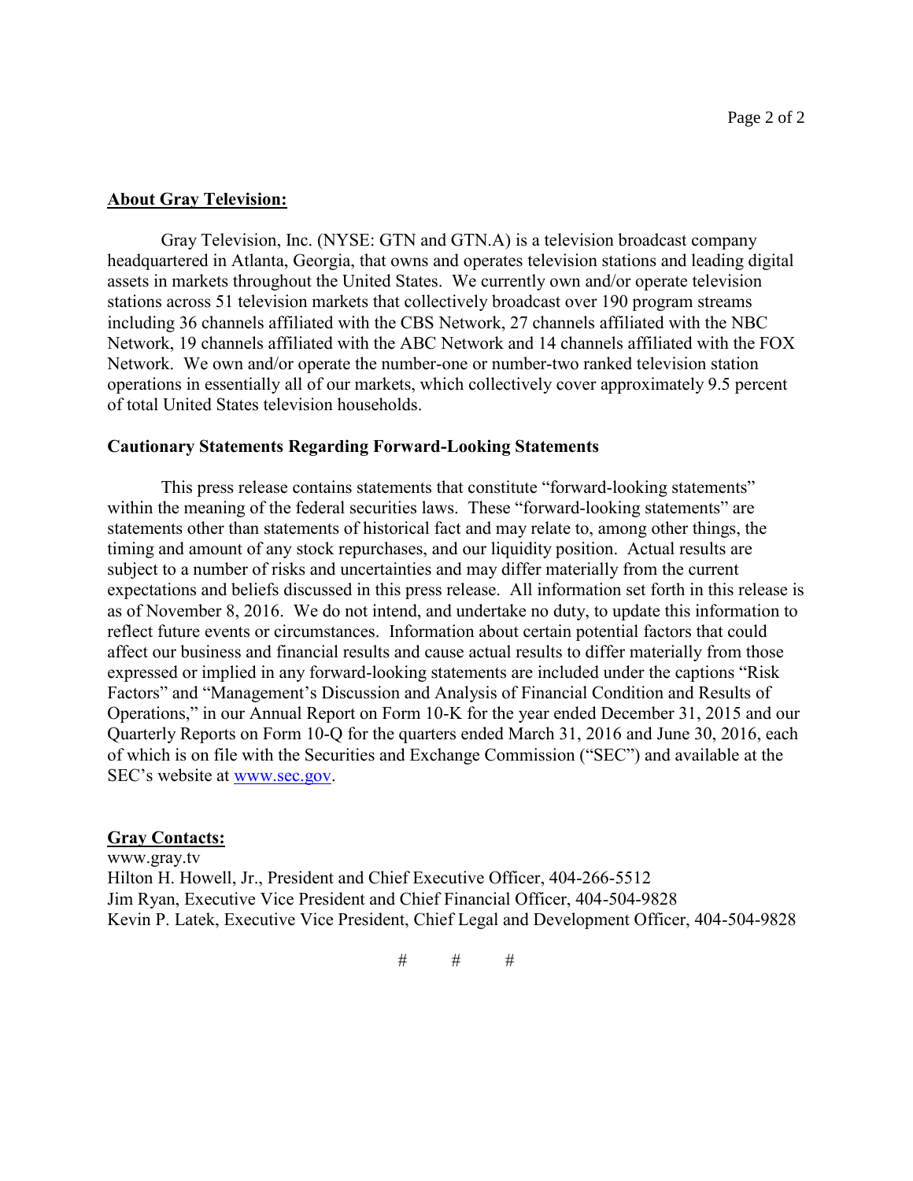**About Gray Television:**

Gray Television, Inc. (NYSE: GTN and GTN.A) is a television broadcast company headquartered in Atlanta, Georgia, that owns and operates television stations and leading digital assets in markets throughout the United States. We currently own and/or operate television stations across 51 television markets that collectively broadcast over 190 program streams including 36 channels affiliated with the CBS Network, 27 channels affiliated with the NBC Network, 19 channels affiliated with the ABC Network and 14 channels affiliated with the FOX Network. We own and/or operate the number-one or number-two ranked television station operations in essentially all of our markets, which collectively cover approximately 9.5 percent of total United States television households.

**Cautionary Statements Regarding Forward-Looking Statements**

This press release contains statements that constitute "forward-looking statements" within the meaning of the federal securities laws. These "forward-looking statements" are statements other than statements of historical fact and may relate to, among other things, the timing and amount of any stock repurchases, and our liquidity position. Actual results are subject to a number of risks and uncertainties and may differ materially from the current expectations and beliefs discussed in this press release. All information set forth in this release is as of November 8, 2016. We do not intend, and undertake no duty, to update this information to reflect future events or circumstances. Information about certain potential factors that could affect our business and financial results and cause actual results to differ materially from those expressed or implied in any forward-looking statements are included under the captions "Risk Factors" and "Management's Discussion and Analysis of Financial Condition and Results of Operations," in our Annual Report on Form 10-K for the year ended December 31, 2015 and our Quarterly Reports on Form 10-Q for the quarters ended March 31, 2016 and June 30, 2016, each of which is on file with the Securities and Exchange Commission ("SEC") and available at the SEC's website at www.sec.gov.

**Gray Contacts:**

www.gray.tv
Hilton H. Howell, Jr., President and Chief Executive Officer, 404-266-5512
Jim Ryan, Executive Vice President and Chief Financial Officer, 404-504-9828
Kevin P. Latek, Executive Vice President, Chief Legal and Development Officer, 404-504-9828

# # #